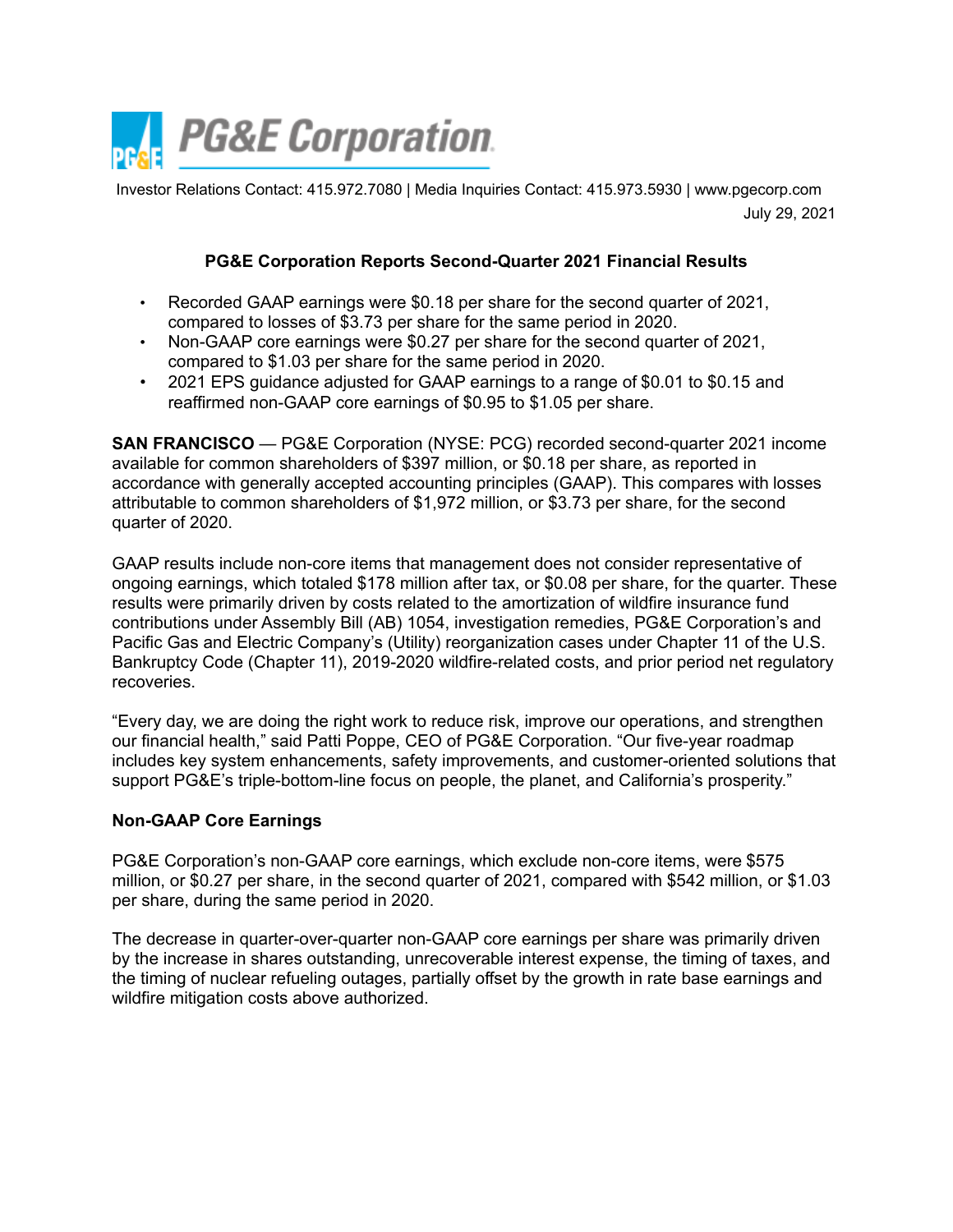# PG&E Corporation

Investor Relations Contact: 415.972.7080 | Media Inquiries Contact: 415.973.5930 | www.pgecorp.com

July 29, 2021

## PG&E Corporation Reports Second-Quarter 2021 Financial Results

- Recorded GAAP earnings were $0.18 per share for the second quarter of 2021, compared to losses of $3.73 per share for the same period in 2020.
- Non-GAAP core earnings were $0.27 per share for the second quarter of 2021, compared to $1.03 per share for the same period in 2020.
- 2021 EPS guidance adjusted for GAAP earnings to a range of $0.01 to $0.15 and reaffirmed non-GAAP core earnings of $0.95 to $1.05 per share.

**SAN FRANCISCO** — PG&E Corporation (NYSE: PCG) recorded second-quarter 2021 income available for common shareholders of $397 million, or $0.18 per share, as reported in accordance with generally accepted accounting principles (GAAP). This compares with losses attributable to common shareholders of $1,972 million, or $3.73 per share, for the second quarter of 2020.

GAAP results include non-core items that management does not consider representative of ongoing earnings, which totaled $178 million after tax, or $0.08 per share, for the quarter. These results were primarily driven by costs related to the amortization of wildfire insurance fund contributions under Assembly Bill (AB) 1054, investigation remedies, PG&E Corporation's and Pacific Gas and Electric Company's (Utility) reorganization cases under Chapter 11 of the U.S. Bankruptcy Code (Chapter 11), 2019-2020 wildfire-related costs, and prior period net regulatory recoveries.

"Every day, we are doing the right work to reduce risk, improve our operations, and strengthen our financial health," said Patti Poppe, CEO of PG&E Corporation. "Our five-year roadmap includes key system enhancements, safety improvements, and customer-oriented solutions that support PG&E's triple-bottom-line focus on people, the planet, and California's prosperity."

### Non-GAAP Core Earnings

PG&E Corporation's non-GAAP core earnings, which exclude non-core items, were $575 million, or $0.27 per share, in the second quarter of 2021, compared with $542 million, or $1.03 per share, during the same period in 2020.

The decrease in quarter-over-quarter non-GAAP core earnings per share was primarily driven by the increase in shares outstanding, unrecoverable interest expense, the timing of taxes, and the timing of nuclear refueling outages, partially offset by the growth in rate base earnings and wildfire mitigation costs above authorized.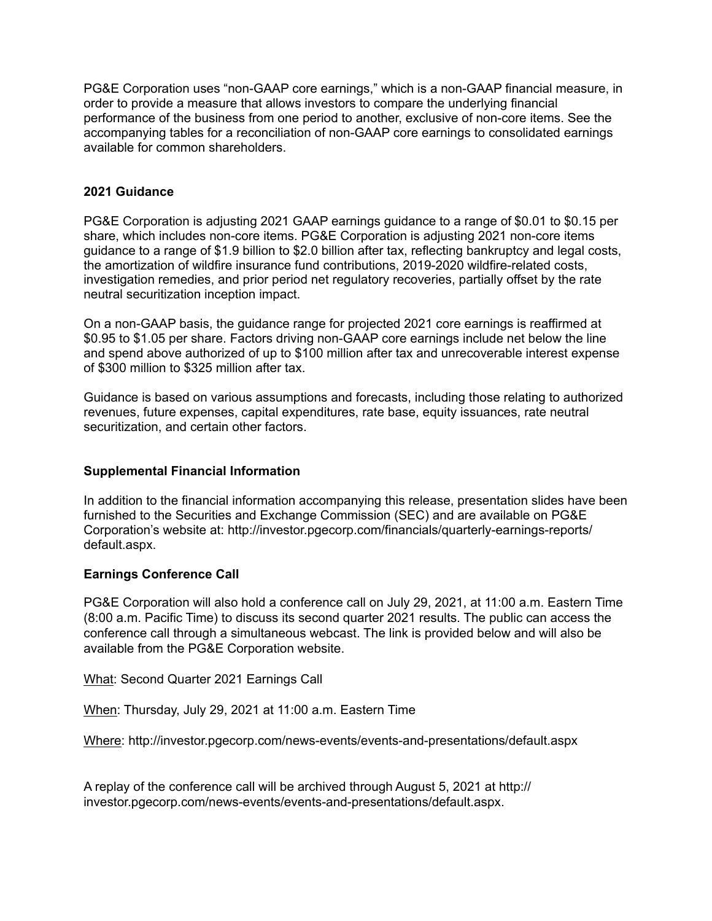PG&E Corporation uses “non-GAAP core earnings,” which is a non-GAAP financial measure, in order to provide a measure that allows investors to compare the underlying financial performance of the business from one period to another, exclusive of non-core items. See the accompanying tables for a reconciliation of non-GAAP core earnings to consolidated earnings available for common shareholders.

## 2021 Guidance

PG&E Corporation is adjusting 2021 GAAP earnings guidance to a range of $0.01 to $0.15 per share, which includes non-core items. PG&E Corporation is adjusting 2021 non-core items guidance to a range of $1.9 billion to $2.0 billion after tax, reflecting bankruptcy and legal costs, the amortization of wildfire insurance fund contributions, 2019-2020 wildfire-related costs, investigation remedies, and prior period net regulatory recoveries, partially offset by the rate neutral securitization inception impact.

On a non-GAAP basis, the guidance range for projected 2021 core earnings is reaffirmed at $0.95 to $1.05 per share. Factors driving non-GAAP core earnings include net below the line and spend above authorized of up to $100 million after tax and unrecoverable interest expense of $300 million to $325 million after tax.

Guidance is based on various assumptions and forecasts, including those relating to authorized revenues, future expenses, capital expenditures, rate base, equity issuances, rate neutral securitization, and certain other factors.

## Supplemental Financial Information

In addition to the financial information accompanying this release, presentation slides have been furnished to the Securities and Exchange Commission (SEC) and are available on PG&E Corporation’s website at: http://investor.pgecorp.com/financials/quarterly-earnings-reports/default.aspx.

## Earnings Conference Call

PG&E Corporation will also hold a conference call on July 29, 2021, at 11:00 a.m. Eastern Time (8:00 a.m. Pacific Time) to discuss its second quarter 2021 results. The public can access the conference call through a simultaneous webcast. The link is provided below and will also be available from the PG&E Corporation website.

What: Second Quarter 2021 Earnings Call

When: Thursday, July 29, 2021 at 11:00 a.m. Eastern Time

Where: http://investor.pgecorp.com/news-events/events-and-presentations/default.aspx

A replay of the conference call will be archived through August 5, 2021 at http://investor.pgecorp.com/news-events/events-and-presentations/default.aspx.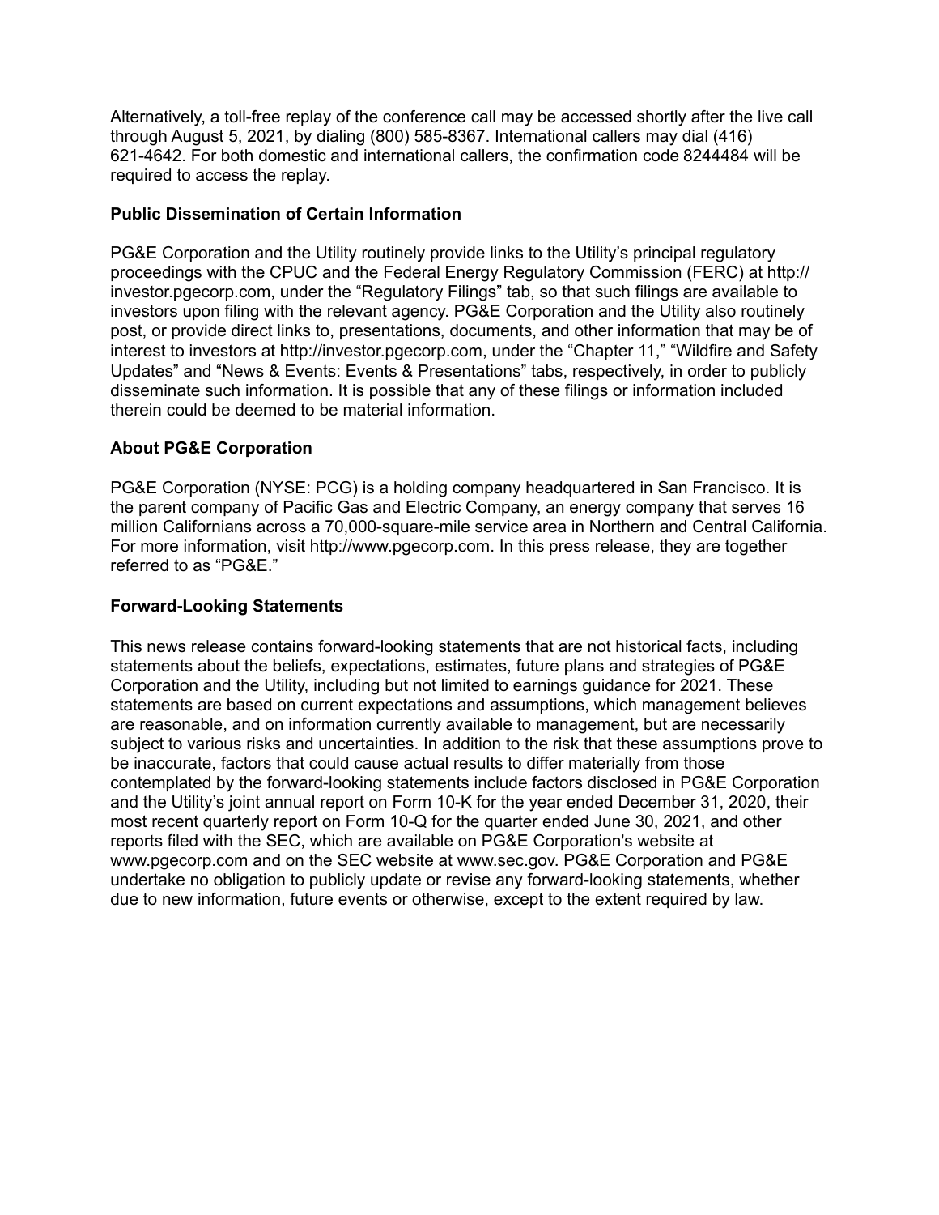Alternatively, a toll-free replay of the conference call may be accessed shortly after the live call through August 5, 2021, by dialing (800) 585-8367. International callers may dial (416) 621-4642. For both domestic and international callers, the confirmation code 8244484 will be required to access the replay.

**Public Dissemination of Certain Information**

PG&E Corporation and the Utility routinely provide links to the Utility's principal regulatory proceedings with the CPUC and the Federal Energy Regulatory Commission (FERC) at http://investor.pgecorp.com, under the "Regulatory Filings" tab, so that such filings are available to investors upon filing with the relevant agency. PG&E Corporation and the Utility also routinely post, or provide direct links to, presentations, documents, and other information that may be of interest to investors at http://investor.pgecorp.com, under the "Chapter 11," "Wildfire and Safety Updates" and "News & Events: Events & Presentations" tabs, respectively, in order to publicly disseminate such information. It is possible that any of these filings or information included therein could be deemed to be material information.

**About PG&E Corporation**

PG&E Corporation (NYSE: PCG) is a holding company headquartered in San Francisco. It is the parent company of Pacific Gas and Electric Company, an energy company that serves 16 million Californians across a 70,000-square-mile service area in Northern and Central California. For more information, visit http://www.pgecorp.com. In this press release, they are together referred to as "PG&E."

**Forward-Looking Statements**

This news release contains forward-looking statements that are not historical facts, including statements about the beliefs, expectations, estimates, future plans and strategies of PG&E Corporation and the Utility, including but not limited to earnings guidance for 2021. These statements are based on current expectations and assumptions, which management believes are reasonable, and on information currently available to management, but are necessarily subject to various risks and uncertainties. In addition to the risk that these assumptions prove to be inaccurate, factors that could cause actual results to differ materially from those contemplated by the forward-looking statements include factors disclosed in PG&E Corporation and the Utility's joint annual report on Form 10-K for the year ended December 31, 2020, their most recent quarterly report on Form 10-Q for the quarter ended June 30, 2021, and other reports filed with the SEC, which are available on PG&E Corporation's website at www.pgecorp.com and on the SEC website at www.sec.gov. PG&E Corporation and PG&E undertake no obligation to publicly update or revise any forward-looking statements, whether due to new information, future events or otherwise, except to the extent required by law.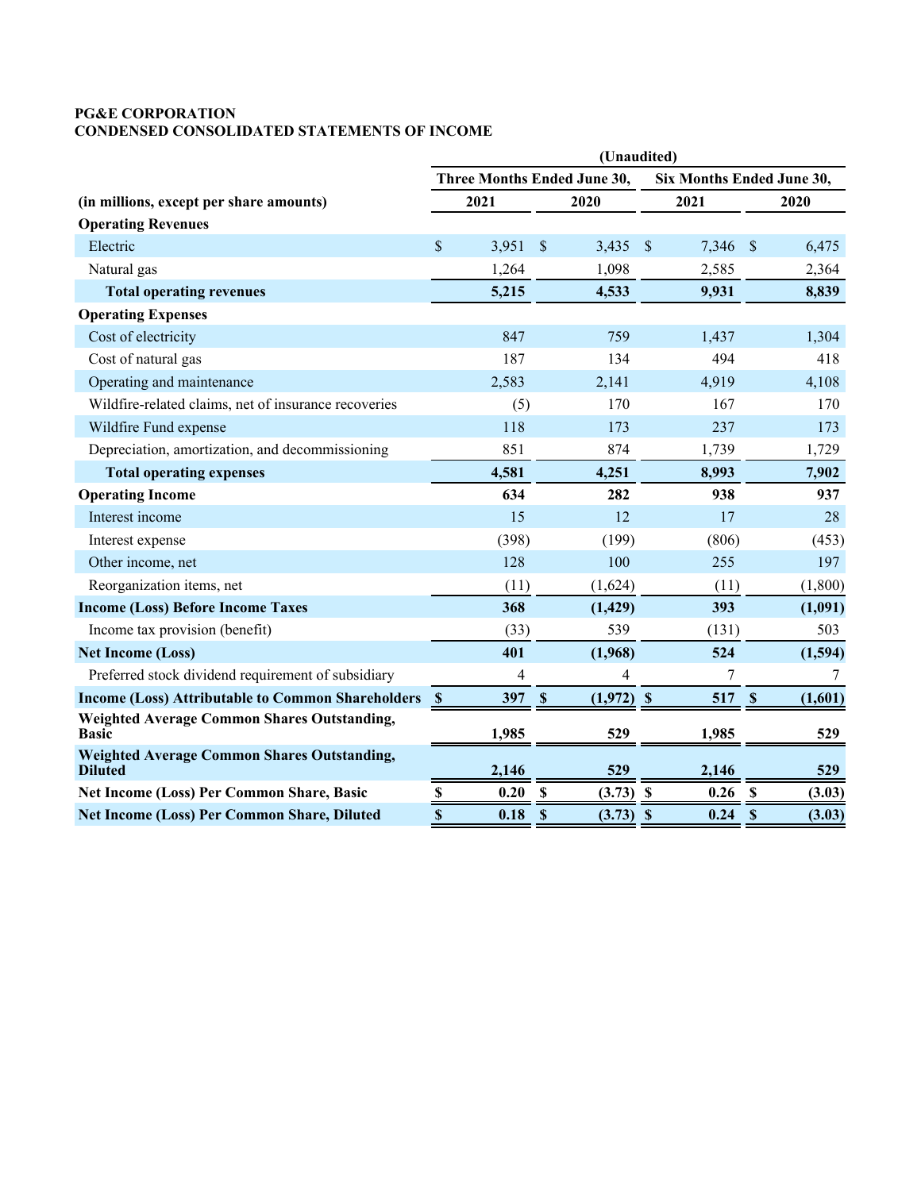**PG&E CORPORATION**
**CONDENSED CONSOLIDATED STATEMENTS OF INCOME**

| | (Unaudited) | | | |
|---|---|---|---|---|
| | Three Months Ended June 30, | | Six Months Ended June 30, | |
| **(in millions, except per share amounts)** | **2021** | **2020** | **2021** | **2020** |
| **Operating Revenues** | | | | |
| Electric | $ 3,951 | $ 3,435 | $ 7,346 | $ 6,475 |
| Natural gas | 1,264 | 1,098 | 2,585 | 2,364 |
| **Total operating revenues** | **5,215** | **4,533** | **9,931** | **8,839** |
| **Operating Expenses** | | | | |
| Cost of electricity | 847 | 759 | 1,437 | 1,304 |
| Cost of natural gas | 187 | 134 | 494 | 418 |
| Operating and maintenance | 2,583 | 2,141 | 4,919 | 4,108 |
| Wildfire-related claims, net of insurance recoveries | (5) | 170 | 167 | 170 |
| Wildfire Fund expense | 118 | 173 | 237 | 173 |
| Depreciation, amortization, and decommissioning | 851 | 874 | 1,739 | 1,729 |
| **Total operating expenses** | **4,581** | **4,251** | **8,993** | **7,902** |
| **Operating Income** | **634** | **282** | **938** | **937** |
| Interest income | 15 | 12 | 17 | 28 |
| Interest expense | (398) | (199) | (806) | (453) |
| Other income, net | 128 | 100 | 255 | 197 |
| Reorganization items, net | (11) | (1,624) | (11) | (1,800) |
| **Income (Loss) Before Income Taxes** | **368** | **(1,429)** | **393** | **(1,091)** |
| Income tax provision (benefit) | (33) | 539 | (131) | 503 |
| **Net Income (Loss)** | **401** | **(1,968)** | **524** | **(1,594)** |
| Preferred stock dividend requirement of subsidiary | 4 | 4 | 7 | 7 |
| **Income (Loss) Attributable to Common Shareholders** | **$ 397** | **$ (1,972)** | **$ 517** | **$ (1,601)** |
| **Weighted Average Common Shares Outstanding, Basic** | **1,985** | **529** | **1,985** | **529** |
| **Weighted Average Common Shares Outstanding, Diluted** | **2,146** | **529** | **2,146** | **529** |
| **Net Income (Loss) Per Common Share, Basic** | **$ 0.20** | **$ (3.73)** | **$ 0.26** | **$ (3.03)** |
| **Net Income (Loss) Per Common Share, Diluted** | **$ 0.18** | **$ (3.73)** | **$ 0.24** | **$ (3.03)** |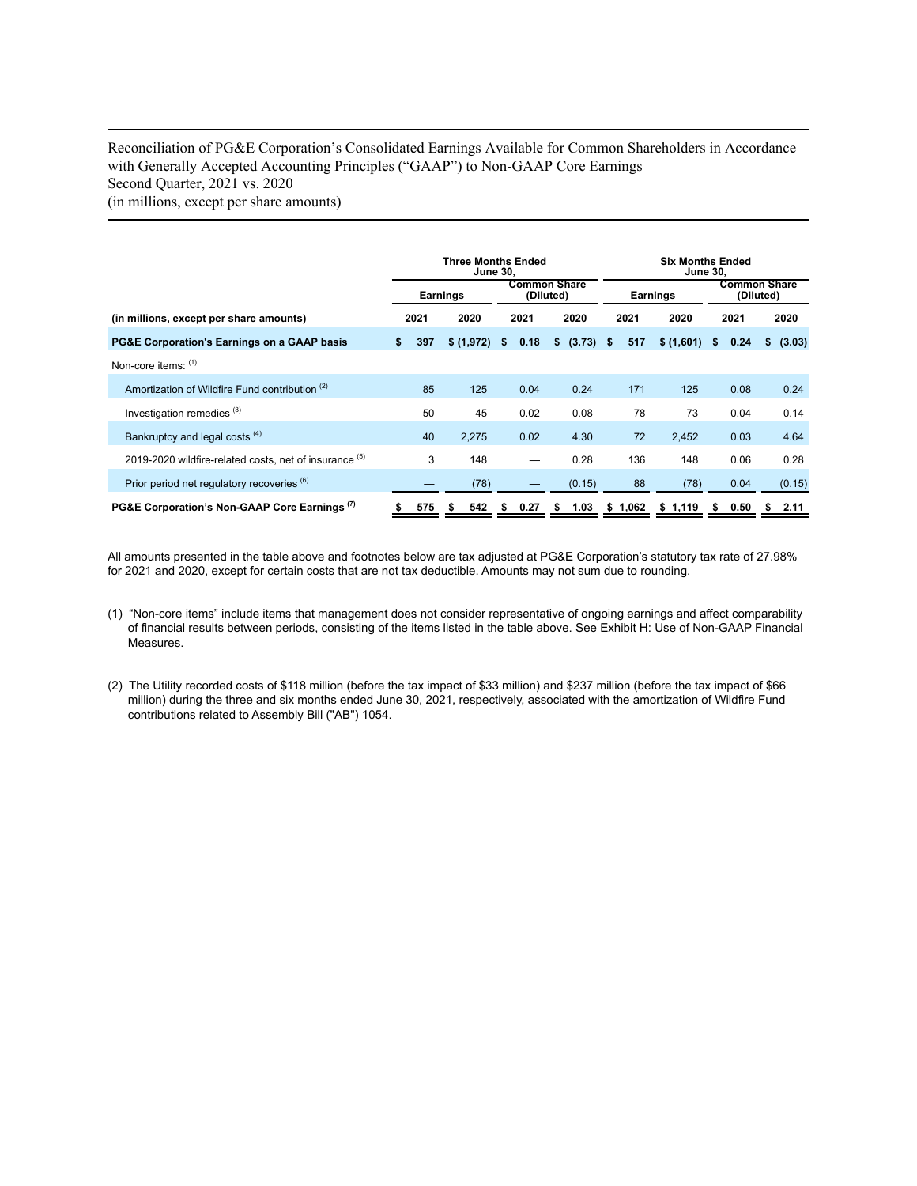Reconciliation of PG&E Corporation's Consolidated Earnings Available for Common Shareholders in Accordance with Generally Accepted Accounting Principles ("GAAP") to Non-GAAP Core Earnings
Second Quarter, 2021 vs. 2020
(in millions, except per share amounts)

| | Three Months Ended June 30, | | | | Six Months Ended June 30, | | | |
|---|---|---|---|---|---|---|---|---|
| | Earnings | | Common Share (Diluted) | | Earnings | | Common Share (Diluted) | |
| **(in millions, except per share amounts)** | **2021** | **2020** | **2021** | **2020** | **2021** | **2020** | **2021** | **2020** |
| **PG&E Corporation's Earnings on a GAAP basis** | **$ 397** | **$ (1,972)** | **$ 0.18** | **$ (3.73)** | **$ 517** | **$ (1,601)** | **$ 0.24** | **$ (3.03)** |
| Non-core items: [1] | | | | | | | | |
| Amortization of Wildfire Fund contribution [2] | 85 | 125 | 0.04 | 0.24 | 171 | 125 | 0.08 | 0.24 |
| Investigation remedies [3] | 50 | 45 | 0.02 | 0.08 | 78 | 73 | 0.04 | 0.14 |
| Bankruptcy and legal costs [4] | 40 | 2,275 | 0.02 | 4.30 | 72 | 2,452 | 0.03 | 4.64 |
| 2019-2020 wildfire-related costs, net of insurance [5] | 3 | 148 | — | 0.28 | 136 | 148 | 0.06 | 0.28 |
| Prior period net regulatory recoveries [6] | — | (78) | — | (0.15) | 88 | (78) | 0.04 | (0.15) |
| **PG&E Corporation's Non-GAAP Core Earnings [7]** | **$ 575** | **$ 542** | **$ 0.27** | **$ 1.03** | **$ 1,062** | **$ 1,119** | **$ 0.50** | **$ 2.11** |

All amounts presented in the table above and footnotes below are tax adjusted at PG&E Corporation's statutory tax rate of 27.98% for 2021 and 2020, except for certain costs that are not tax deductible. Amounts may not sum due to rounding.

(1) "Non-core items" include items that management does not consider representative of ongoing earnings and affect comparability of financial results between periods, consisting of the items listed in the table above. See Exhibit H: Use of Non-GAAP Financial Measures.

(2) The Utility recorded costs of $118 million (before the tax impact of $33 million) and $237 million (before the tax impact of $66 million) during the three and six months ended June 30, 2021, respectively, associated with the amortization of Wildfire Fund contributions related to Assembly Bill ("AB") 1054.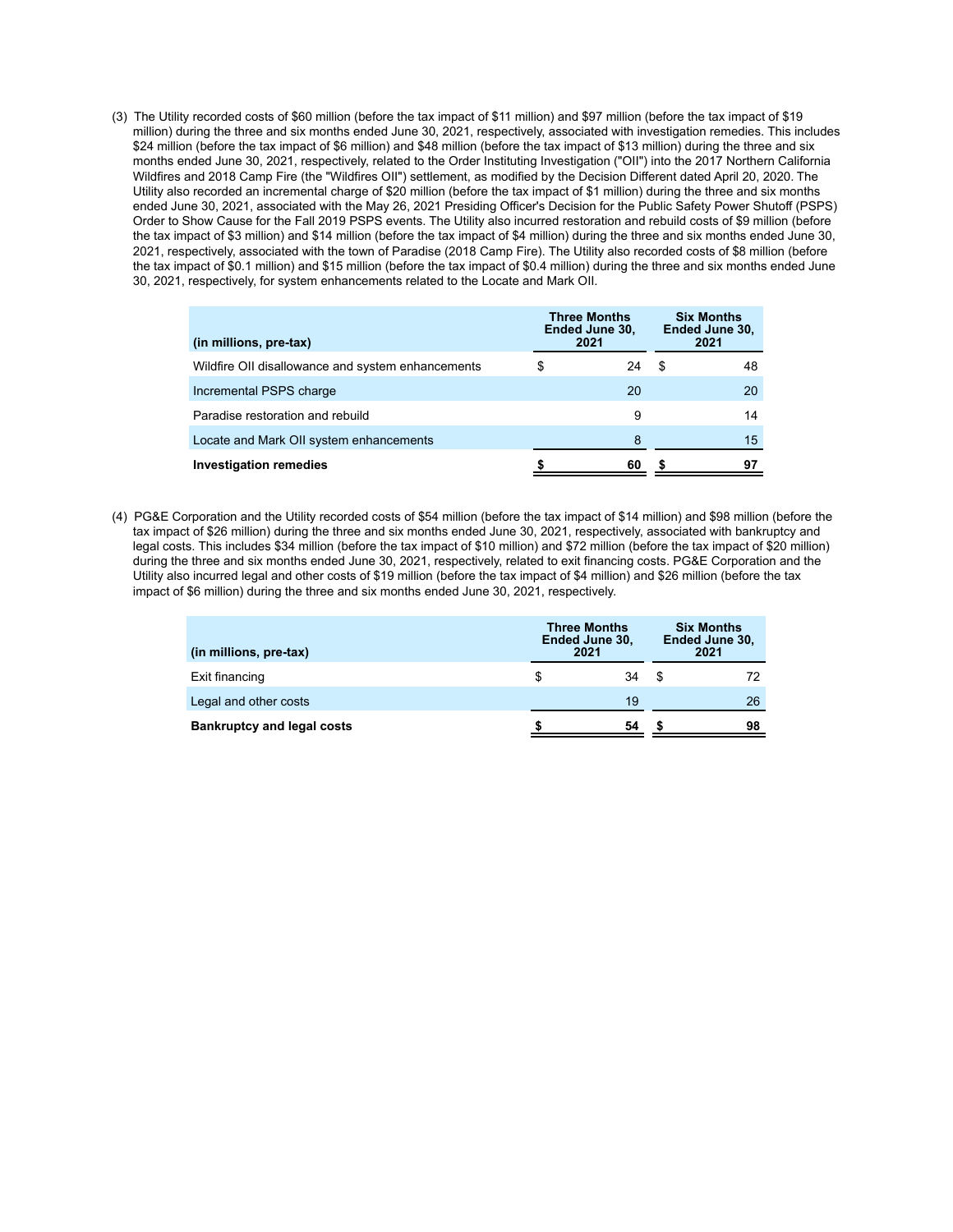(3) The Utility recorded costs of $60 million (before the tax impact of $11 million) and $97 million (before the tax impact of $19 million) during the three and six months ended June 30, 2021, respectively, associated with investigation remedies. This includes $24 million (before the tax impact of $6 million) and $48 million (before the tax impact of $13 million) during the three and six months ended June 30, 2021, respectively, related to the Order Instituting Investigation ("OII") into the 2017 Northern California Wildfires and 2018 Camp Fire (the "Wildfires OII") settlement, as modified by the Decision Different dated April 20, 2020. The Utility also recorded an incremental charge of $20 million (before the tax impact of $1 million) during the three and six months ended June 30, 2021, associated with the May 26, 2021 Presiding Officer's Decision for the Public Safety Power Shutoff (PSPS) Order to Show Cause for the Fall 2019 PSPS events. The Utility also incurred restoration and rebuild costs of $9 million (before the tax impact of $3 million) and $14 million (before the tax impact of $4 million) during the three and six months ended June 30, 2021, respectively, associated with the town of Paradise (2018 Camp Fire). The Utility also recorded costs of $8 million (before the tax impact of $0.1 million) and $15 million (before the tax impact of $0.4 million) during the three and six months ended June 30, 2021, respectively, for system enhancements related to the Locate and Mark OII.

| (in millions, pre-tax) | Three Months Ended June 30, 2021 | Six Months Ended June 30, 2021 |
|---|---|---|
| Wildfire OII disallowance and system enhancements | $ 24 | $ 48 |
| Incremental PSPS charge | 20 | 20 |
| Paradise restoration and rebuild | 9 | 14 |
| Locate and Mark OII system enhancements | 8 | 15 |
| **Investigation remedies** | **$ 60** | **$ 97** |

(4) PG&E Corporation and the Utility recorded costs of $54 million (before the tax impact of $14 million) and $98 million (before the tax impact of $26 million) during the three and six months ended June 30, 2021, respectively, associated with bankruptcy and legal costs. This includes $34 million (before the tax impact of $10 million) and $72 million (before the tax impact of $20 million) during the three and six months ended June 30, 2021, respectively, related to exit financing costs. PG&E Corporation and the Utility also incurred legal and other costs of $19 million (before the tax impact of $4 million) and $26 million (before the tax impact of $6 million) during the three and six months ended June 30, 2021, respectively.

| (in millions, pre-tax) | Three Months Ended June 30, 2021 | Six Months Ended June 30, 2021 |
|---|---|---|
| Exit financing | $ 34 | $ 72 |
| Legal and other costs | 19 | 26 |
| **Bankruptcy and legal costs** | **$ 54** | **$ 98** |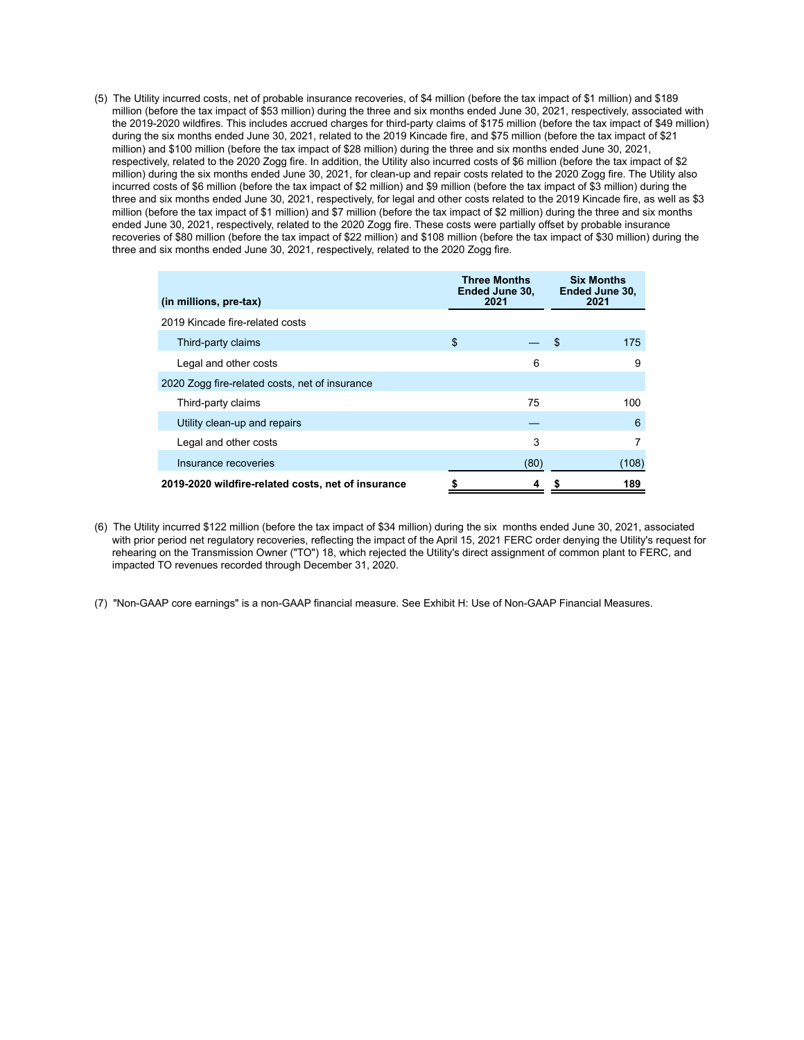(5) The Utility incurred costs, net of probable insurance recoveries, of $4 million (before the tax impact of $1 million) and $189 million (before the tax impact of $53 million) during the three and six months ended June 30, 2021, respectively, associated with the 2019-2020 wildfires. This includes accrued charges for third-party claims of $175 million (before the tax impact of $49 million) during the six months ended June 30, 2021, related to the 2019 Kincade fire, and $75 million (before the tax impact of $21 million) and $100 million (before the tax impact of $28 million) during the three and six months ended June 30, 2021, respectively, related to the 2020 Zogg fire. In addition, the Utility also incurred costs of $6 million (before the tax impact of $2 million) during the six months ended June 30, 2021, for clean-up and repair costs related to the 2020 Zogg fire. The Utility also incurred costs of $6 million (before the tax impact of $2 million) and $9 million (before the tax impact of $3 million) during the three and six months ended June 30, 2021, respectively, for legal and other costs related to the 2019 Kincade fire, as well as $3 million (before the tax impact of $1 million) and $7 million (before the tax impact of $2 million) during the three and six months ended June 30, 2021, respectively, related to the 2020 Zogg fire. These costs were partially offset by probable insurance recoveries of $80 million (before the tax impact of $22 million) and $108 million (before the tax impact of $30 million) during the three and six months ended June 30, 2021, respectively, related to the 2020 Zogg fire.

| (in millions, pre-tax) | Three Months Ended June 30, 2021 | Six Months Ended June 30, 2021 |
|---|---|---|
| 2019 Kincade fire-related costs | | |
| Third-party claims | $ — | $ 175 |
| Legal and other costs | 6 | 9 |
| 2020 Zogg fire-related costs, net of insurance | | |
| Third-party claims | 75 | 100 |
| Utility clean-up and repairs | — | 6 |
| Legal and other costs | 3 | 7 |
| Insurance recoveries | (80) | (108) |
| **2019-2020 wildfire-related costs, net of insurance** | **$ 4** | **$ 189** |

(6) The Utility incurred $122 million (before the tax impact of $34 million) during the six months ended June 30, 2021, associated with prior period net regulatory recoveries, reflecting the impact of the April 15, 2021 FERC order denying the Utility's request for rehearing on the Transmission Owner ("TO") 18, which rejected the Utility's direct assignment of common plant to FERC, and impacted TO revenues recorded through December 31, 2020.

(7) "Non-GAAP core earnings" is a non-GAAP financial measure. See Exhibit H: Use of Non-GAAP Financial Measures.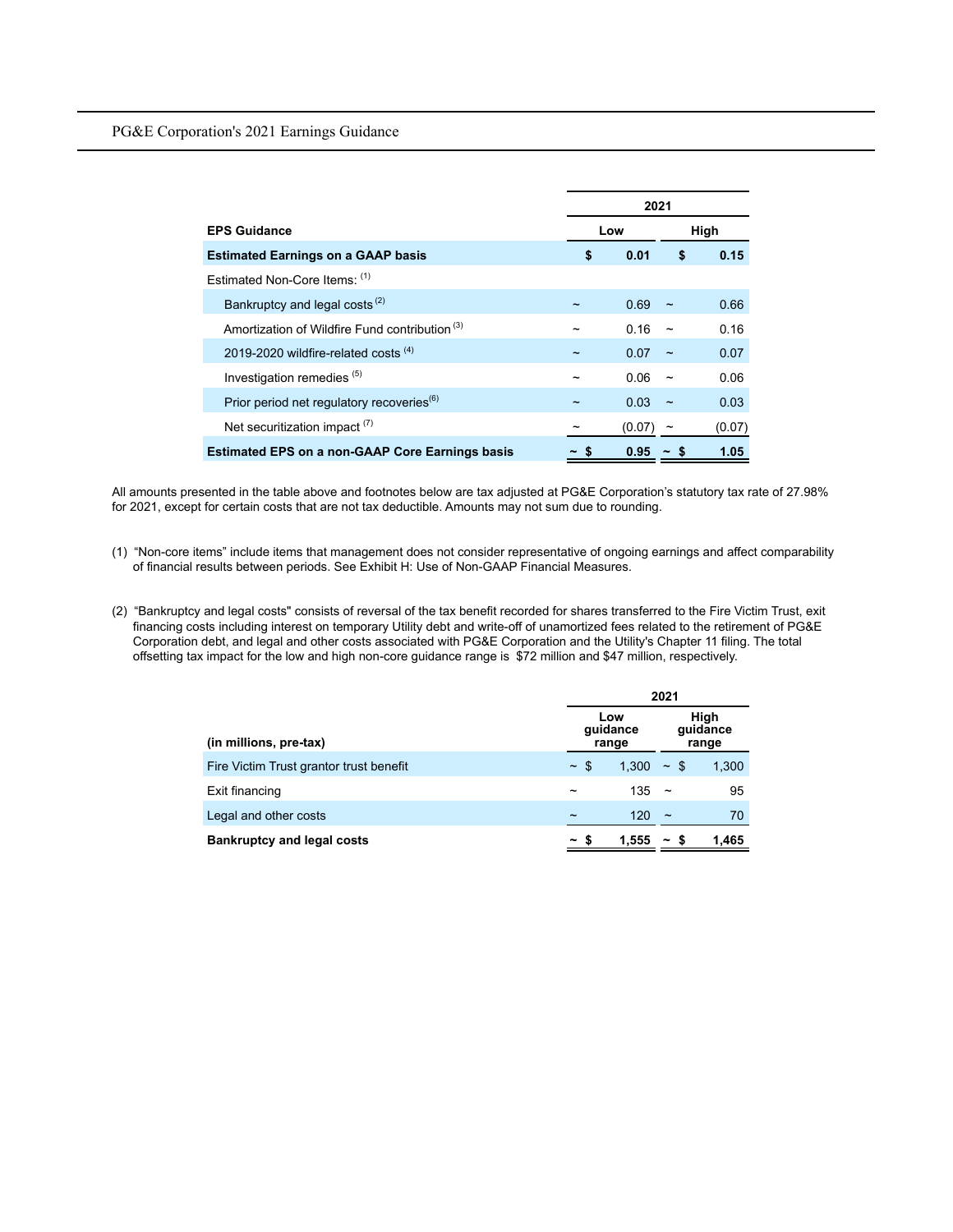## PG&E Corporation's 2021 Earnings Guidance

| EPS Guidance | 2021 Low | 2021 High |
|---|---|---|
| **Estimated Earnings on a GAAP basis** | **$ 0.01** | **$ 0.15** |
| Estimated Non-Core Items: [1] | | |
| Bankruptcy and legal costs [2] | ~ 0.69 | ~ 0.66 |
| Amortization of Wildfire Fund contribution [3] | ~ 0.16 | ~ 0.16 |
| 2019-2020 wildfire-related costs [4] | ~ 0.07 | ~ 0.07 |
| Investigation remedies [5] | ~ 0.06 | ~ 0.06 |
| Prior period net regulatory recoveries[6] | ~ 0.03 | ~ 0.03 |
| Net securitization impact [7] | ~ (0.07) | ~ (0.07) |
| **Estimated EPS on a non-GAAP Core Earnings basis** | **~ $ 0.95** | **~ $ 1.05** |

All amounts presented in the table above and footnotes below are tax adjusted at PG&E Corporation's statutory tax rate of 27.98% for 2021, except for certain costs that are not tax deductible. Amounts may not sum due to rounding.

(1) "Non-core items" include items that management does not consider representative of ongoing earnings and affect comparability of financial results between periods. See Exhibit H: Use of Non-GAAP Financial Measures.

(2) "Bankruptcy and legal costs" consists of reversal of the tax benefit recorded for shares transferred to the Fire Victim Trust, exit financing costs including interest on temporary Utility debt and write-off of unamortized fees related to the retirement of PG&E Corporation debt, and legal and other costs associated with PG&E Corporation and the Utility's Chapter 11 filing. The total offsetting tax impact for the low and high non-core guidance range is $72 million and $47 million, respectively.

| (in millions, pre-tax) | 2021 Low guidance range | 2021 High guidance range |
|---|---|---|
| Fire Victim Trust grantor trust benefit | ~ $ 1,300 | ~ $ 1,300 |
| Exit financing | ~ 135 | ~ 95 |
| Legal and other costs | ~ 120 | ~ 70 |
| **Bankruptcy and legal costs** | **~ $ 1,555** | **~ $ 1,465** |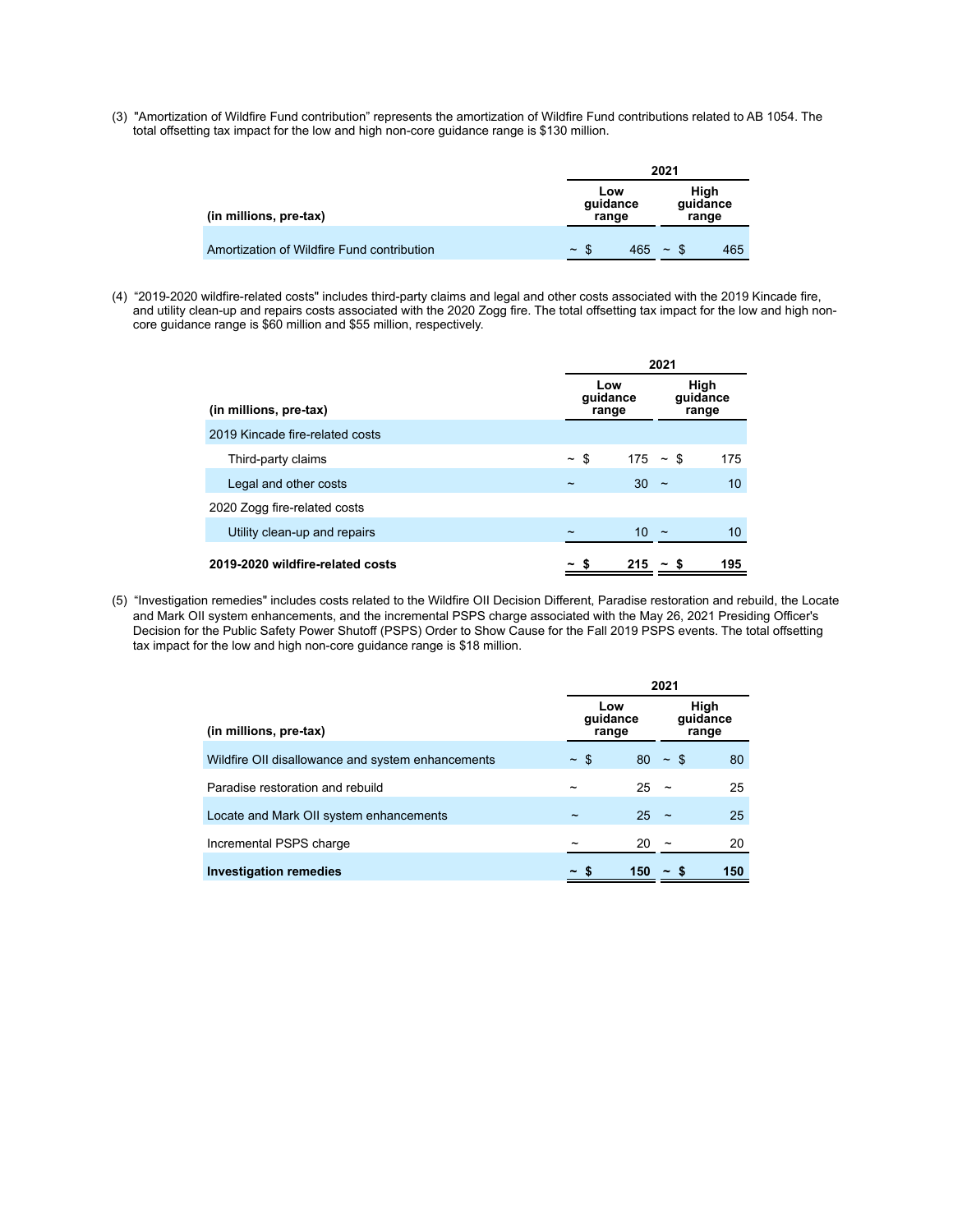(3) "Amortization of Wildfire Fund contribution" represents the amortization of Wildfire Fund contributions related to AB 1054. The total offsetting tax impact for the low and high non-core guidance range is $130 million.

| | 2021 | |
|---|---|---|
| (in millions, pre-tax) | Low guidance range | High guidance range |
| Amortization of Wildfire Fund contribution | ~ $ 465 | ~ $ 465 |

(4) "2019-2020 wildfire-related costs" includes third-party claims and legal and other costs associated with the 2019 Kincade fire, and utility clean-up and repairs costs associated with the 2020 Zogg fire. The total offsetting tax impact for the low and high non-core guidance range is $60 million and $55 million, respectively.

| | 2021 | |
|---|---|---|
| (in millions, pre-tax) | Low guidance range | High guidance range |
| 2019 Kincade fire-related costs | | |
| Third-party claims | ~ $ 175 | ~ $ 175 |
| Legal and other costs | ~ 30 | ~ 10 |
| 2020 Zogg fire-related costs | | |
| Utility clean-up and repairs | ~ 10 | ~ 10 |
| **2019-2020 wildfire-related costs** | **~ $ 215** | **~ $ 195** |

(5) "Investigation remedies" includes costs related to the Wildfire OII Decision Different, Paradise restoration and rebuild, the Locate and Mark OII system enhancements, and the incremental PSPS charge associated with the May 26, 2021 Presiding Officer's Decision for the Public Safety Power Shutoff (PSPS) Order to Show Cause for the Fall 2019 PSPS events. The total offsetting tax impact for the low and high non-core guidance range is $18 million.

| | 2021 | |
|---|---|---|
| (in millions, pre-tax) | Low guidance range | High guidance range |
| Wildfire OII disallowance and system enhancements | ~ $ 80 | ~ $ 80 |
| Paradise restoration and rebuild | ~ 25 | ~ 25 |
| Locate and Mark OII system enhancements | ~ 25 | ~ 25 |
| Incremental PSPS charge | ~ 20 | ~ 20 |
| **Investigation remedies** | **~ $ 150** | **~ $ 150** |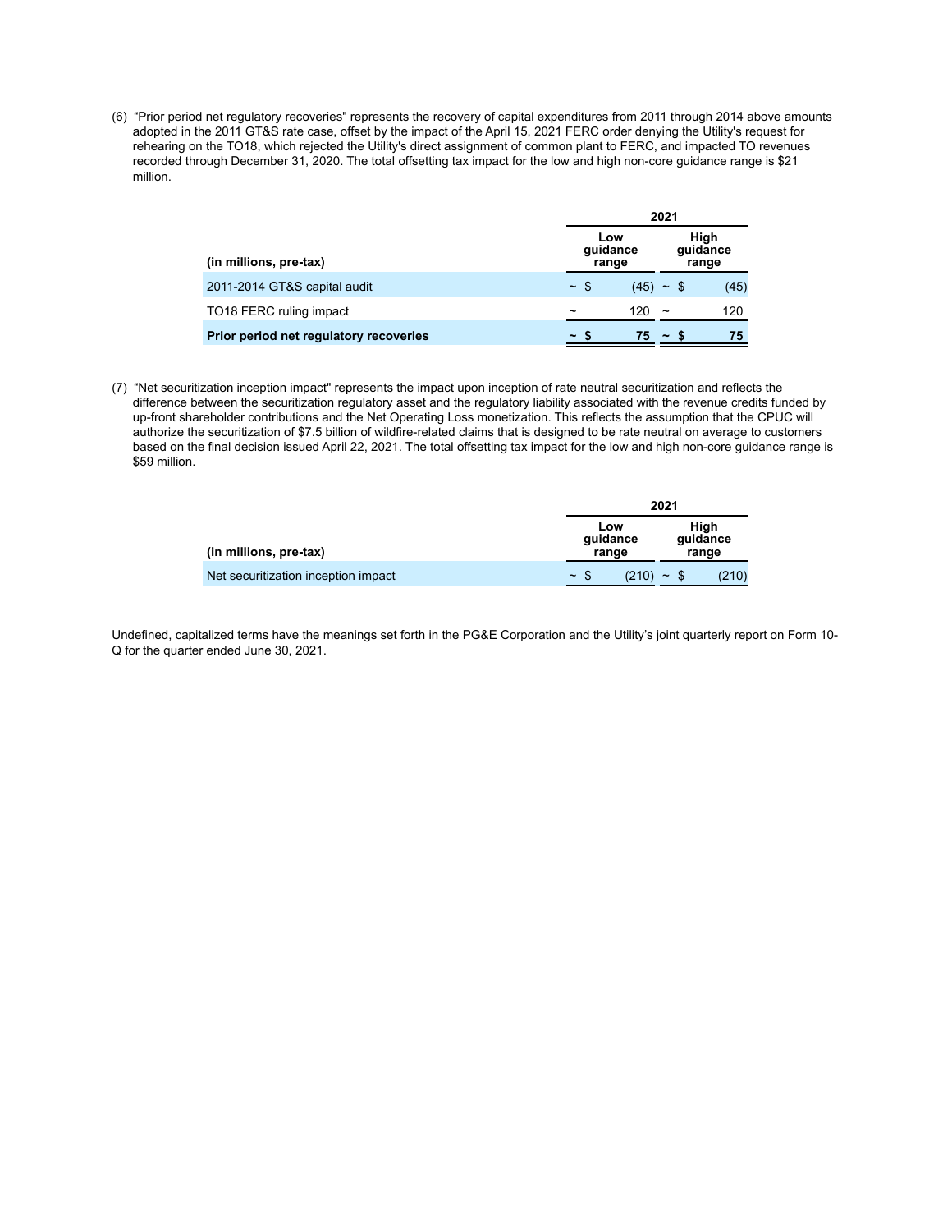(6) "Prior period net regulatory recoveries" represents the recovery of capital expenditures from 2011 through 2014 above amounts adopted in the 2011 GT&S rate case, offset by the impact of the April 15, 2021 FERC order denying the Utility's request for rehearing on the TO18, which rejected the Utility's direct assignment of common plant to FERC, and impacted TO revenues recorded through December 31, 2020. The total offsetting tax impact for the low and high non-core guidance range is $21 million.

| | 2021 | |
|---|---|---|
| **(in millions, pre-tax)** | **Low guidance range** | **High guidance range** |
| 2011-2014 GT&S capital audit | ~ $ (45) | ~ $ (45) |
| TO18 FERC ruling impact | ~ 120 | ~ 120 |
| **Prior period net regulatory recoveries** | **~ $ 75** | **~ $ 75** |

(7) "Net securitization inception impact" represents the impact upon inception of rate neutral securitization and reflects the difference between the securitization regulatory asset and the regulatory liability associated with the revenue credits funded by up-front shareholder contributions and the Net Operating Loss monetization. This reflects the assumption that the CPUC will authorize the securitization of $7.5 billion of wildfire-related claims that is designed to be rate neutral on average to customers based on the final decision issued April 22, 2021. The total offsetting tax impact for the low and high non-core guidance range is $59 million.

| | 2021 | |
|---|---|---|
| **(in millions, pre-tax)** | **Low guidance range** | **High guidance range** |
| Net securitization inception impact | ~ $ (210) | ~ $ (210) |

Undefined, capitalized terms have the meanings set forth in the PG&E Corporation and the Utility's joint quarterly report on Form 10-Q for the quarter ended June 30, 2021.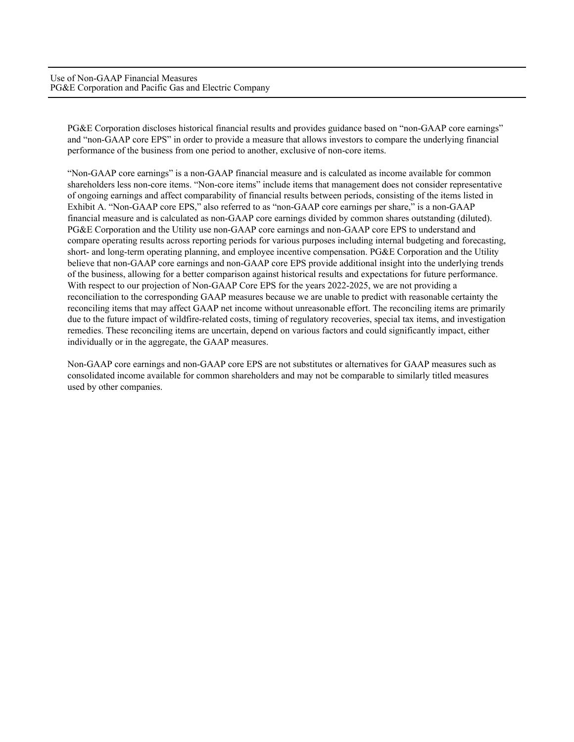Use of Non-GAAP Financial Measures
PG&E Corporation and Pacific Gas and Electric Company

PG&E Corporation discloses historical financial results and provides guidance based on "non-GAAP core earnings" and "non-GAAP core EPS" in order to provide a measure that allows investors to compare the underlying financial performance of the business from one period to another, exclusive of non-core items.

"Non-GAAP core earnings" is a non-GAAP financial measure and is calculated as income available for common shareholders less non-core items. "Non-core items" include items that management does not consider representative of ongoing earnings and affect comparability of financial results between periods, consisting of the items listed in Exhibit A. "Non-GAAP core EPS," also referred to as "non-GAAP core earnings per share," is a non-GAAP financial measure and is calculated as non-GAAP core earnings divided by common shares outstanding (diluted). PG&E Corporation and the Utility use non-GAAP core earnings and non-GAAP core EPS to understand and compare operating results across reporting periods for various purposes including internal budgeting and forecasting, short- and long-term operating planning, and employee incentive compensation. PG&E Corporation and the Utility believe that non-GAAP core earnings and non-GAAP core EPS provide additional insight into the underlying trends of the business, allowing for a better comparison against historical results and expectations for future performance. With respect to our projection of Non-GAAP Core EPS for the years 2022-2025, we are not providing a reconciliation to the corresponding GAAP measures because we are unable to predict with reasonable certainty the reconciling items that may affect GAAP net income without unreasonable effort. The reconciling items are primarily due to the future impact of wildfire-related costs, timing of regulatory recoveries, special tax items, and investigation remedies. These reconciling items are uncertain, depend on various factors and could significantly impact, either individually or in the aggregate, the GAAP measures.

Non-GAAP core earnings and non-GAAP core EPS are not substitutes or alternatives for GAAP measures such as consolidated income available for common shareholders and may not be comparable to similarly titled measures used by other companies.